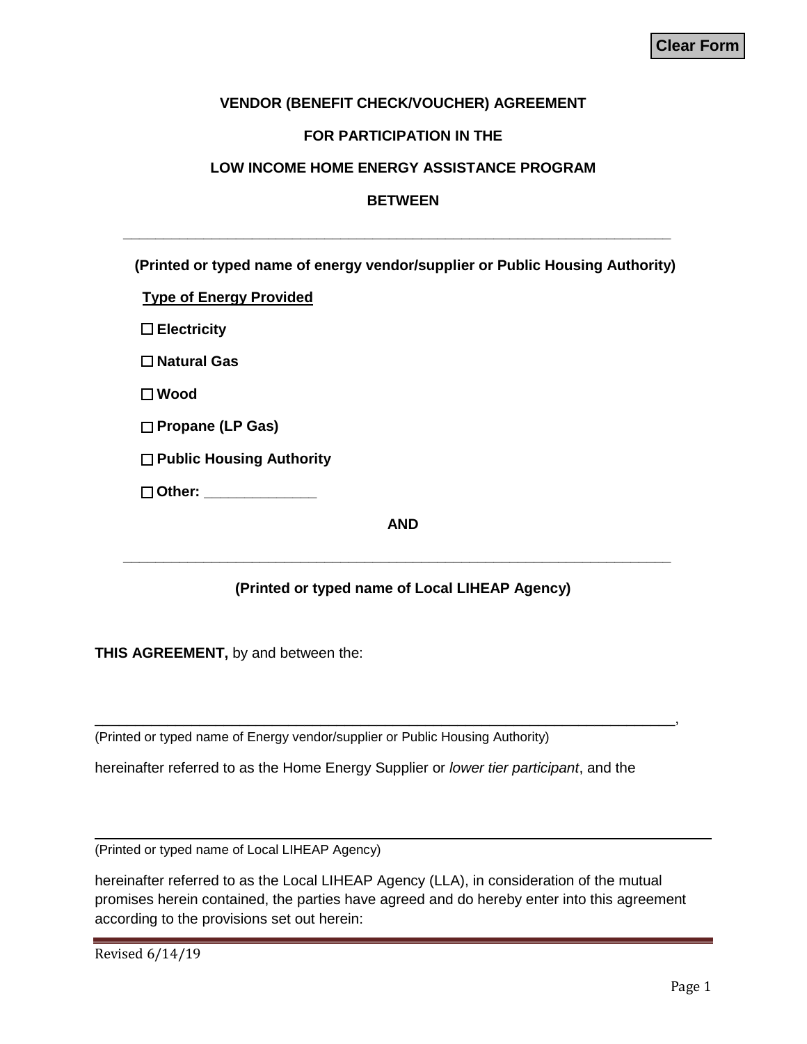**VENDOR (BENEFIT CHECK/VOUCHER) AGREEMENT**

**FOR PARTICIPATION IN THE**

**LOW INCOME HOME ENERGY ASSISTANCE PROGRAM**

**BETWEEN**

\_\_\_\_\_\_\_\_\_\_\_\_\_\_\_\_\_\_\_\_\_\_\_\_\_\_\_\_\_\_\_\_\_\_\_\_\_\_\_\_\_\_\_\_\_\_\_\_\_\_\_\_\_\_\_\_\_\_\_\_\_\_\_\_\_\_\_\_

**(Printed or typed name of energy vendor/supplier or Public Housing Authority)**

**Type of Energy Provided**

☐ **Electricity**

☐ **Natural Gas**

☐ **Wood**

☐ **Propane (LP Gas)**

☐ **Public Housing Authority**

☐ **Other: \_\_\_\_\_\_\_\_\_\_\_\_\_\_**

**AND**

\_\_\_\_\_\_\_\_\_\_\_\_\_\_\_\_\_\_\_\_\_\_\_\_\_\_\_\_\_\_\_\_\_\_\_\_\_\_\_\_\_\_\_\_\_\_\_\_\_\_\_\_\_\_\_\_\_\_\_\_\_\_\_\_\_\_\_\_

**(Printed or typed name of Local LIHEAP Agency)**

**THIS AGREEMENT,** by and between the:

\_\_\_\_\_\_\_\_\_\_\_\_\_\_\_\_\_\_\_\_\_\_\_\_\_\_\_\_\_\_\_\_\_\_\_\_\_\_\_\_\_\_\_\_\_\_\_\_\_\_\_\_\_\_\_\_\_\_\_\_\_\_\_\_\_\_\_\_,
(Printed or typed name of Energy vendor/supplier or Public Housing Authority)

hereinafter referred to as the Home Energy Supplier or *lower tier participant*, and the

\_\_\_\_\_\_\_\_\_\_\_\_\_\_\_\_\_\_\_\_\_\_\_\_\_\_\_\_\_\_\_\_\_\_\_\_\_\_\_\_\_\_\_\_\_\_\_\_\_\_\_\_\_\_\_\_\_\_\_\_\_\_\_\_\_\_\_\_
(Printed or typed name of Local LIHEAP Agency)

hereinafter referred to as the Local LIHEAP Agency (LLA), in consideration of the mutual promises herein contained, the parties have agreed and do hereby enter into this agreement according to the provisions set out herein: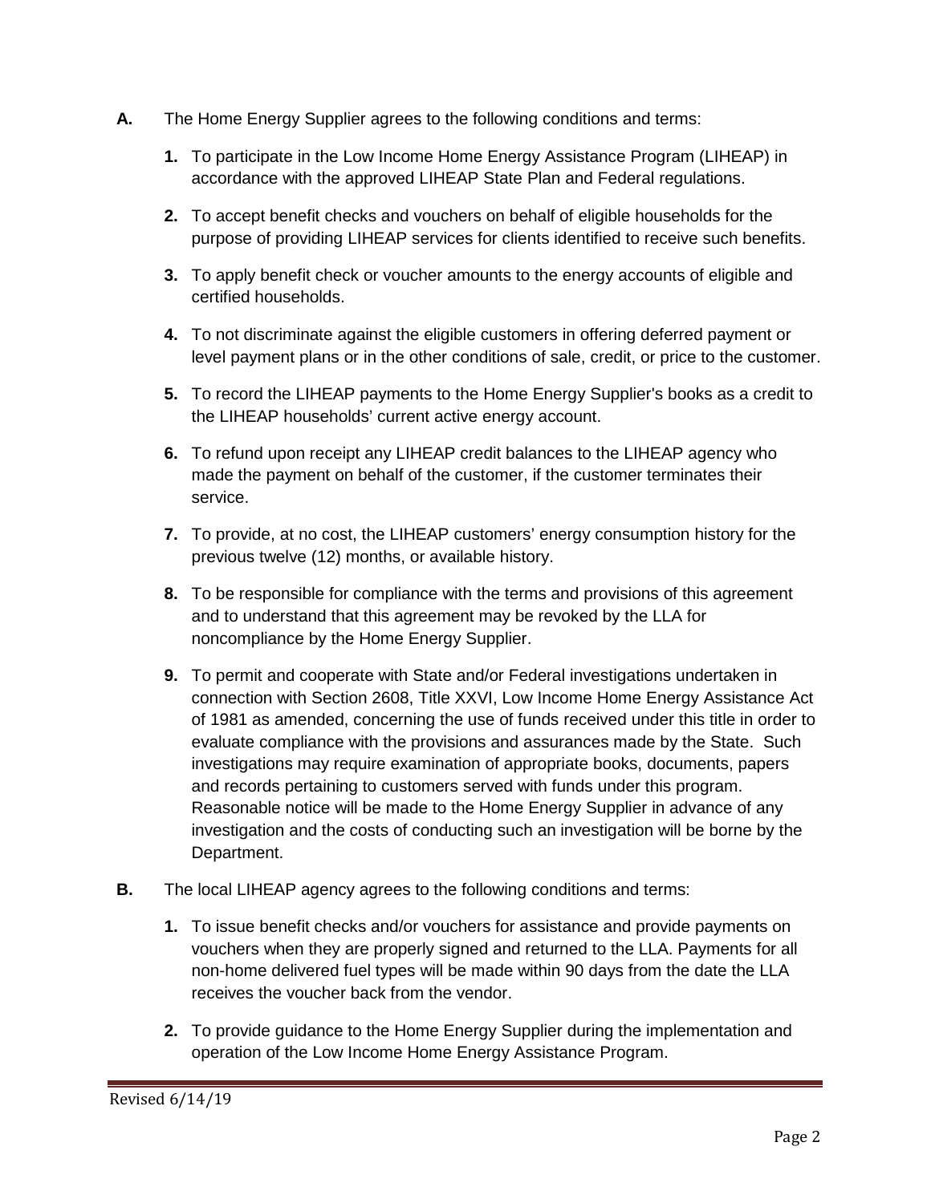**A.** The Home Energy Supplier agrees to the following conditions and terms:

1. To participate in the Low Income Home Energy Assistance Program (LIHEAP) in accordance with the approved LIHEAP State Plan and Federal regulations.
2. To accept benefit checks and vouchers on behalf of eligible households for the purpose of providing LIHEAP services for clients identified to receive such benefits.
3. To apply benefit check or voucher amounts to the energy accounts of eligible and certified households.
4. To not discriminate against the eligible customers in offering deferred payment or level payment plans or in the other conditions of sale, credit, or price to the customer.
5. To record the LIHEAP payments to the Home Energy Supplier's books as a credit to the LIHEAP households' current active energy account.
6. To refund upon receipt any LIHEAP credit balances to the LIHEAP agency who made the payment on behalf of the customer, if the customer terminates their service.
7. To provide, at no cost, the LIHEAP customers' energy consumption history for the previous twelve (12) months, or available history.
8. To be responsible for compliance with the terms and provisions of this agreement and to understand that this agreement may be revoked by the LLA for noncompliance by the Home Energy Supplier.
9. To permit and cooperate with State and/or Federal investigations undertaken in connection with Section 2608, Title XXVI, Low Income Home Energy Assistance Act of 1981 as amended, concerning the use of funds received under this title in order to evaluate compliance with the provisions and assurances made by the State. Such investigations may require examination of appropriate books, documents, papers and records pertaining to customers served with funds under this program. Reasonable notice will be made to the Home Energy Supplier in advance of any investigation and the costs of conducting such an investigation will be borne by the Department.

**B.** The local LIHEAP agency agrees to the following conditions and terms:

1. To issue benefit checks and/or vouchers for assistance and provide payments on vouchers when they are properly signed and returned to the LLA. Payments for all non-home delivered fuel types will be made within 90 days from the date the LLA receives the voucher back from the vendor.
2. To provide guidance to the Home Energy Supplier during the implementation and operation of the Low Income Home Energy Assistance Program.

Revised 6/14/19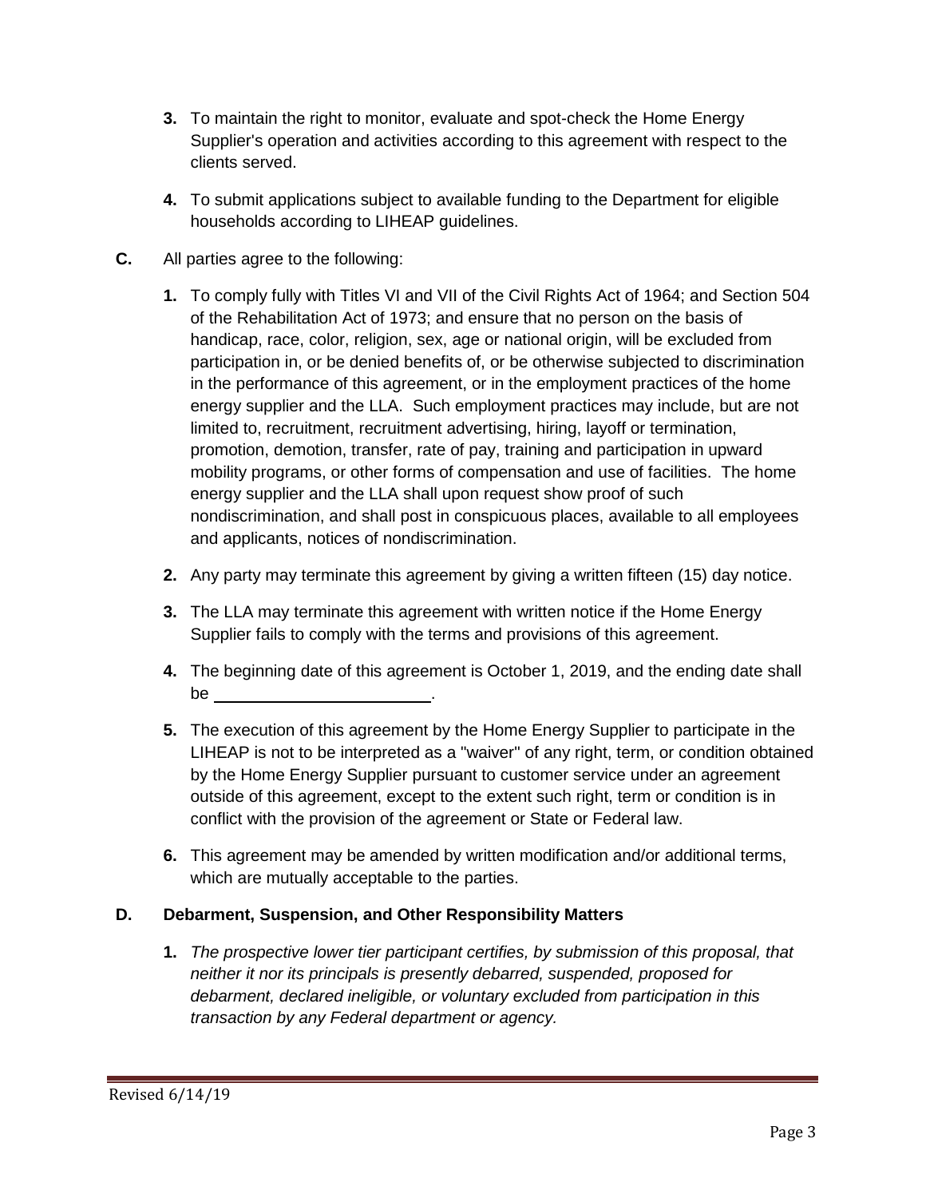3. To maintain the right to monitor, evaluate and spot-check the Home Energy Supplier's operation and activities according to this agreement with respect to the clients served.

4. To submit applications subject to available funding to the Department for eligible households according to LIHEAP guidelines.

**C.** All parties agree to the following:

1. To comply fully with Titles VI and VII of the Civil Rights Act of 1964; and Section 504 of the Rehabilitation Act of 1973; and ensure that no person on the basis of handicap, race, color, religion, sex, age or national origin, will be excluded from participation in, or be denied benefits of, or be otherwise subjected to discrimination in the performance of this agreement, or in the employment practices of the home energy supplier and the LLA. Such employment practices may include, but are not limited to, recruitment, recruitment advertising, hiring, layoff or termination, promotion, demotion, transfer, rate of pay, training and participation in upward mobility programs, or other forms of compensation and use of facilities. The home energy supplier and the LLA shall upon request show proof of such nondiscrimination, and shall post in conspicuous places, available to all employees and applicants, notices of nondiscrimination.

2. Any party may terminate this agreement by giving a written fifteen (15) day notice.

3. The LLA may terminate this agreement with written notice if the Home Energy Supplier fails to comply with the terms and provisions of this agreement.

4. The beginning date of this agreement is October 1, 2019, and the ending date shall be ________________________.

5. The execution of this agreement by the Home Energy Supplier to participate in the LIHEAP is not to be interpreted as a "waiver" of any right, term, or condition obtained by the Home Energy Supplier pursuant to customer service under an agreement outside of this agreement, except to the extent such right, term or condition is in conflict with the provision of the agreement or State or Federal law.

6. This agreement may be amended by written modification and/or additional terms, which are mutually acceptable to the parties.

**D. Debarment, Suspension, and Other Responsibility Matters**

1. *The prospective lower tier participant certifies, by submission of this proposal, that neither it nor its principals is presently debarred, suspended, proposed for debarment, declared ineligible, or voluntary excluded from participation in this transaction by any Federal department or agency.*

Revised 6/14/19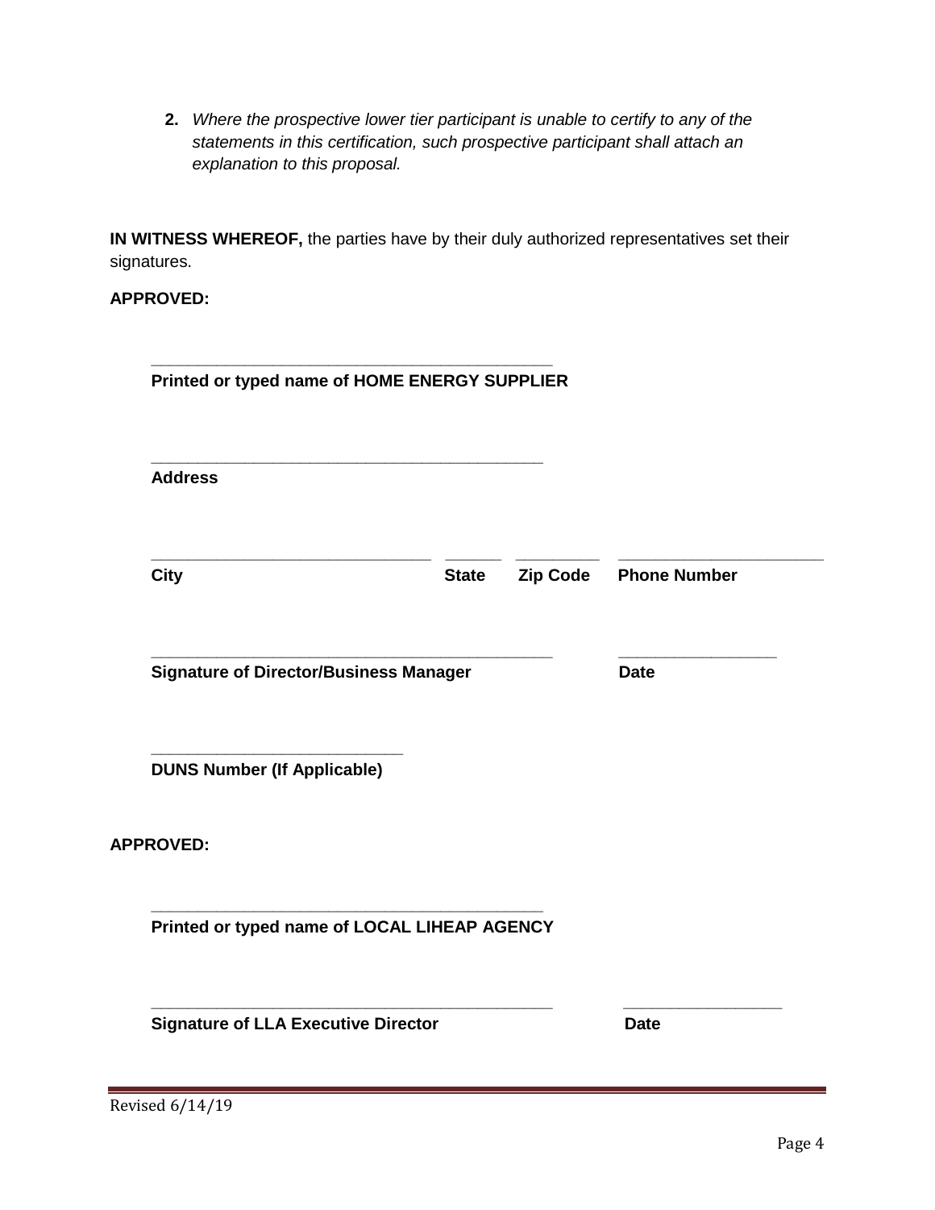2. *Where the prospective lower tier participant is unable to certify to any of the statements in this certification, such prospective participant shall attach an explanation to this proposal.*

**IN WITNESS WHEREOF,** the parties have by their duly authorized representatives set their signatures.

**APPROVED:**

\_\_\_\_\_\_\_\_\_\_\_\_\_\_\_\_\_\_\_\_\_\_\_\_\_\_\_\_\_\_\_\_\_\_\_\_\_\_\_\_\_\_\_\_
**Printed or typed name of HOME ENERGY SUPPLIER**

\_\_\_\_\_\_\_\_\_\_\_\_\_\_\_\_\_\_\_\_\_\_\_\_\_\_\_\_\_\_\_\_\_\_\_\_\_\_\_\_\_\_\_\_
**Address**

\_\_\_\_\_\_\_\_\_\_\_\_\_\_\_\_\_\_\_\_\_\_\_\_\_\_\_\_\_\_ \_\_\_\_\_\_ \_\_\_\_\_\_\_\_\_ \_\_\_\_\_\_\_\_\_\_\_\_\_\_\_\_\_\_\_\_\_\_
**City** **State** **Zip Code** **Phone Number**

\_\_\_\_\_\_\_\_\_\_\_\_\_\_\_\_\_\_\_\_\_\_\_\_\_\_\_\_\_\_\_\_\_\_\_\_\_\_\_\_\_\_\_\_ \_\_\_\_\_\_\_\_\_\_\_\_\_\_\_\_\_
**Signature of Director/Business Manager** **Date**

\_\_\_\_\_\_\_\_\_\_\_\_\_\_\_\_\_\_\_\_\_\_\_\_\_\_\_
**DUNS Number (If Applicable)**

**APPROVED:**

\_\_\_\_\_\_\_\_\_\_\_\_\_\_\_\_\_\_\_\_\_\_\_\_\_\_\_\_\_\_\_\_\_\_\_\_\_\_\_\_\_\_\_\_
**Printed or typed name of LOCAL LIHEAP AGENCY**

\_\_\_\_\_\_\_\_\_\_\_\_\_\_\_\_\_\_\_\_\_\_\_\_\_\_\_\_\_\_\_\_\_\_\_\_\_\_\_\_\_\_\_\_ \_\_\_\_\_\_\_\_\_\_\_\_\_\_\_\_\_
**Signature of LLA Executive Director** **Date**

Revised 6/14/19